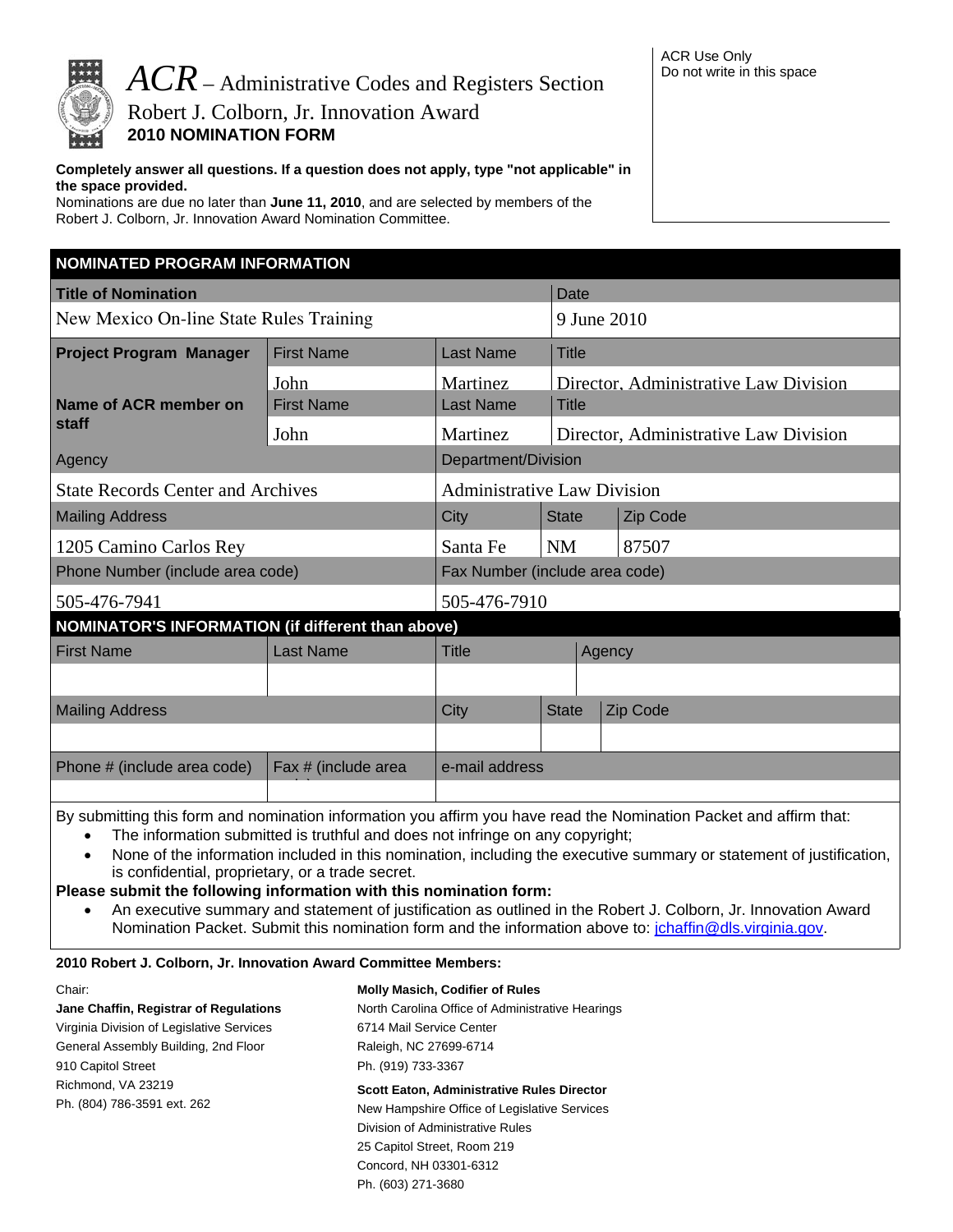# *ACR* – Administrative Codes and Registers Section

Robert J. Colborn, Jr. Innovation Award

**2010 NOMINATION FORM**

ACR Use Only
Do not write in this space

**Completely answer all questions. If a question does not apply, type "not applicable" in the space provided.**

Nominations are due no later than **June 11, 2010**, and are selected by members of the Robert J. Colborn, Jr. Innovation Award Nomination Committee.

| **NOMINATED PROGRAM INFORMATION** | | | | | |
|---|---|---|---|---|---|
| **Title of Nomination** | | | Date | | |
| New Mexico On-line State Rules Training | | | 9 June 2010 | | |
| **Project Program Manager** | First Name | Last Name | Title | | |
| | John | Martinez | Director, Administrative Law Division | | |
| **Name of ACR member on staff** | First Name | Last Name | Title | | |
| | John | Martinez | Director, Administrative Law Division | | |
| Agency | | Department/Division | | | |
| State Records Center and Archives | | Administrative Law Division | | | |
| Mailing Address | | City | State | Zip Code | |
| 1205 Camino Carlos Rey | | Santa Fe | NM | 87507 | |
| Phone Number (include area code) | | Fax Number (include area code) | | | |
| 505-476-7941 | | 505-476-7910 | | | |
| **NOMINATOR'S INFORMATION (if different than above)** | | | | | |
| First Name | Last Name | Title | Agency | | |
| | | | | | |
| Mailing Address | | City | State | Zip Code | |
| | | | | | |
| Phone # (include area code) | Fax # (include area code) | e-mail address | | | |
| | | | | | |

By submitting this form and nomination information you affirm you have read the Nomination Packet and affirm that:

- The information submitted is truthful and does not infringe on any copyright;
- None of the information included in this nomination, including the executive summary or statement of justification, is confidential, proprietary, or a trade secret.

**Please submit the following information with this nomination form:**

- An executive summary and statement of justification as outlined in the Robert J. Colborn, Jr. Innovation Award Nomination Packet. Submit this nomination form and the information above to: jchaffin@dls.virginia.gov.

**2010 Robert J. Colborn, Jr. Innovation Award Committee Members:**

Chair:
**Jane Chaffin, Registrar of Regulations**
Virginia Division of Legislative Services
General Assembly Building, 2nd Floor
910 Capitol Street
Richmond, VA 23219
Ph. (804) 786-3591 ext. 262

**Molly Masich, Codifier of Rules**
North Carolina Office of Administrative Hearings
6714 Mail Service Center
Raleigh, NC 27699-6714
Ph. (919) 733-3367

**Scott Eaton, Administrative Rules Director**
New Hampshire Office of Legislative Services
Division of Administrative Rules
25 Capitol Street, Room 219
Concord, NH 03301-6312
Ph. (603) 271-3680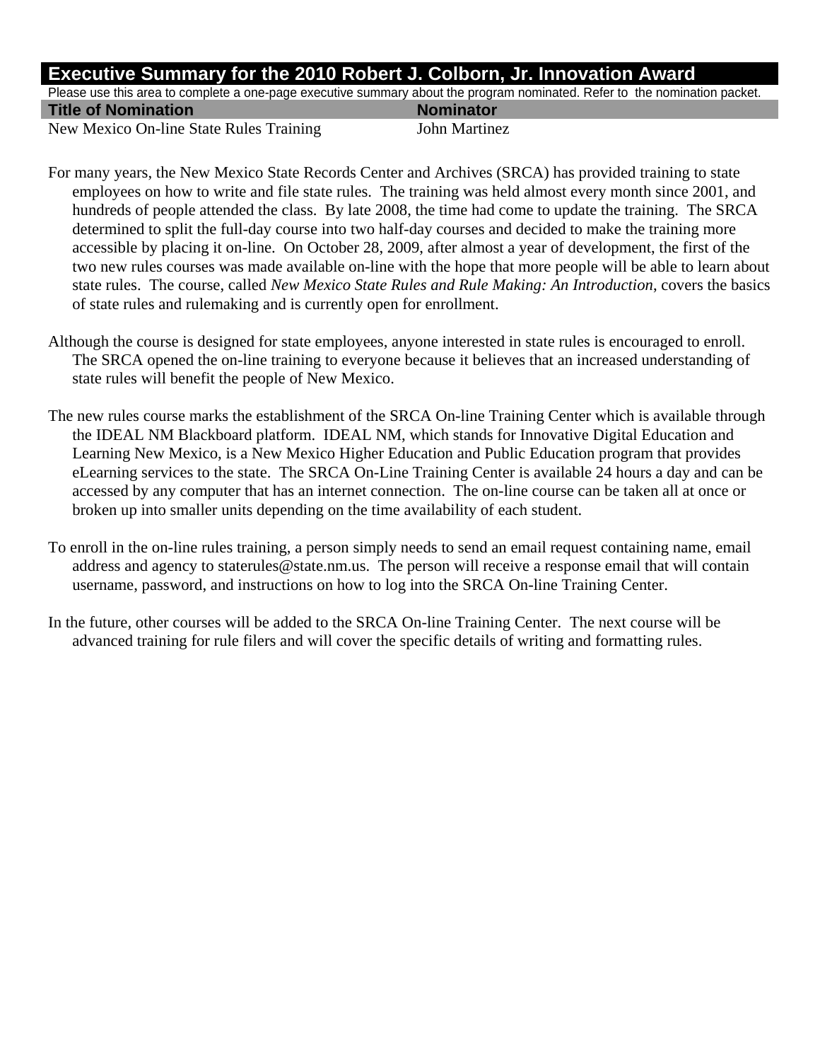# Executive Summary for the 2010 Robert J. Colborn, Jr. Innovation Award

Please use this area to complete a one-page executive summary about the program nominated. Refer to the nomination packet.

| Title of Nomination | Nominator |
|---|---|
| New Mexico On-line State Rules Training | John Martinez |

For many years, the New Mexico State Records Center and Archives (SRCA) has provided training to state employees on how to write and file state rules. The training was held almost every month since 2001, and hundreds of people attended the class. By late 2008, the time had come to update the training. The SRCA determined to split the full-day course into two half-day courses and decided to make the training more accessible by placing it on-line. On October 28, 2009, after almost a year of development, the first of the two new rules courses was made available on-line with the hope that more people will be able to learn about state rules. The course, called *New Mexico State Rules and Rule Making: An Introduction*, covers the basics of state rules and rulemaking and is currently open for enrollment.

Although the course is designed for state employees, anyone interested in state rules is encouraged to enroll. The SRCA opened the on-line training to everyone because it believes that an increased understanding of state rules will benefit the people of New Mexico.

The new rules course marks the establishment of the SRCA On-line Training Center which is available through the IDEAL NM Blackboard platform. IDEAL NM, which stands for Innovative Digital Education and Learning New Mexico, is a New Mexico Higher Education and Public Education program that provides eLearning services to the state. The SRCA On-Line Training Center is available 24 hours a day and can be accessed by any computer that has an internet connection. The on-line course can be taken all at once or broken up into smaller units depending on the time availability of each student.

To enroll in the on-line rules training, a person simply needs to send an email request containing name, email address and agency to staterules@state.nm.us. The person will receive a response email that will contain username, password, and instructions on how to log into the SRCA On-line Training Center.

In the future, other courses will be added to the SRCA On-line Training Center. The next course will be advanced training for rule filers and will cover the specific details of writing and formatting rules.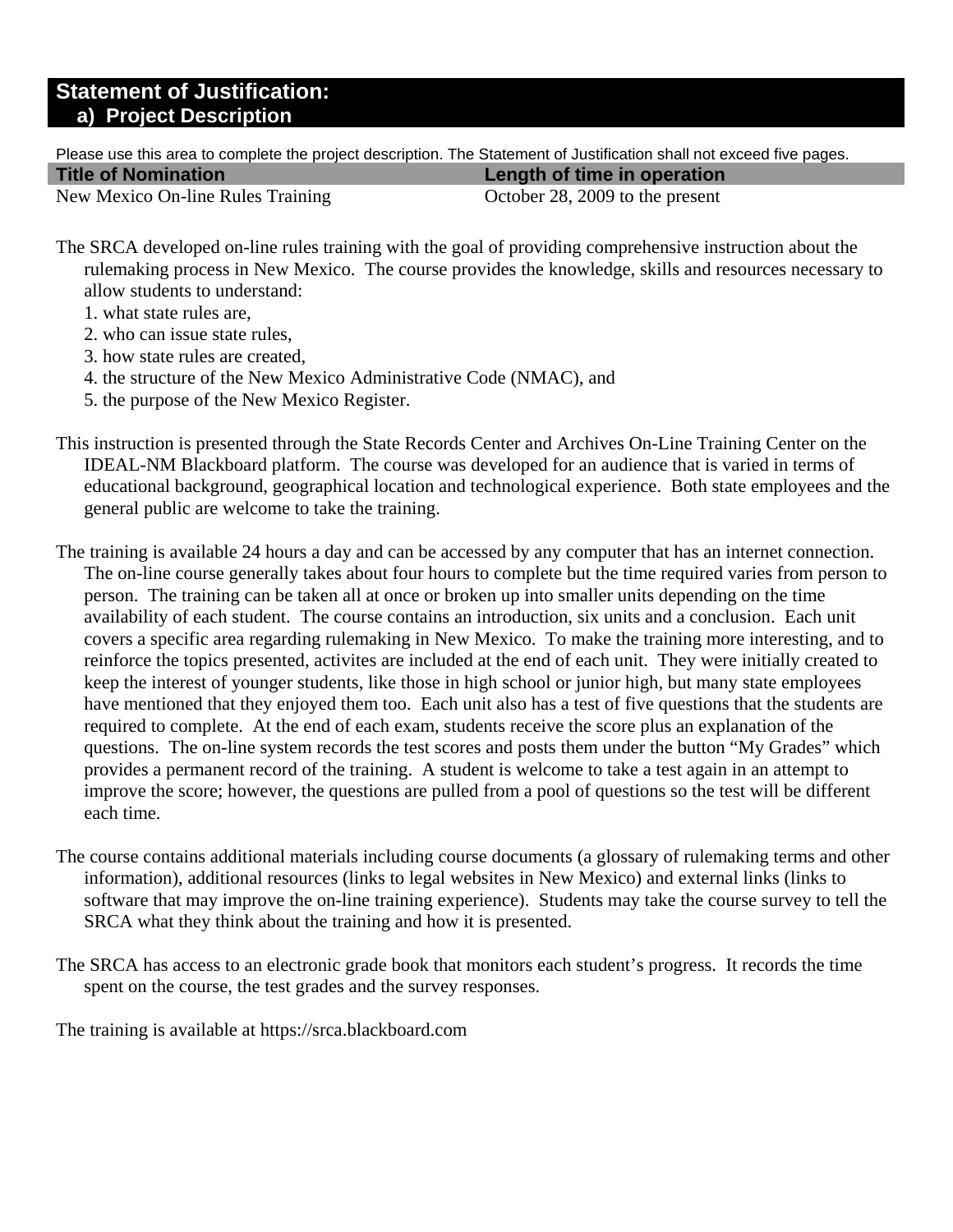## Statement of Justification:

### a) Project Description

Please use this area to complete the project description. The Statement of Justification shall not exceed five pages.

| Title of Nomination | Length of time in operation |
| --- | --- |
| New Mexico On-line Rules Training | October 28, 2009 to the present |

The SRCA developed on-line rules training with the goal of providing comprehensive instruction about the rulemaking process in New Mexico. The course provides the knowledge, skills and resources necessary to allow students to understand:

1. what state rules are,
2. who can issue state rules,
3. how state rules are created,
4. the structure of the New Mexico Administrative Code (NMAC), and
5. the purpose of the New Mexico Register.

This instruction is presented through the State Records Center and Archives On-Line Training Center on the IDEAL-NM Blackboard platform. The course was developed for an audience that is varied in terms of educational background, geographical location and technological experience. Both state employees and the general public are welcome to take the training.

The training is available 24 hours a day and can be accessed by any computer that has an internet connection. The on-line course generally takes about four hours to complete but the time required varies from person to person. The training can be taken all at once or broken up into smaller units depending on the time availability of each student. The course contains an introduction, six units and a conclusion. Each unit covers a specific area regarding rulemaking in New Mexico. To make the training more interesting, and to reinforce the topics presented, activites are included at the end of each unit. They were initially created to keep the interest of younger students, like those in high school or junior high, but many state employees have mentioned that they enjoyed them too. Each unit also has a test of five questions that the students are required to complete. At the end of each exam, students receive the score plus an explanation of the questions. The on-line system records the test scores and posts them under the button "My Grades" which provides a permanent record of the training. A student is welcome to take a test again in an attempt to improve the score; however, the questions are pulled from a pool of questions so the test will be different each time.

The course contains additional materials including course documents (a glossary of rulemaking terms and other information), additional resources (links to legal websites in New Mexico) and external links (links to software that may improve the on-line training experience). Students may take the course survey to tell the SRCA what they think about the training and how it is presented.

The SRCA has access to an electronic grade book that monitors each student's progress. It records the time spent on the course, the test grades and the survey responses.

The training is available at https://srca.blackboard.com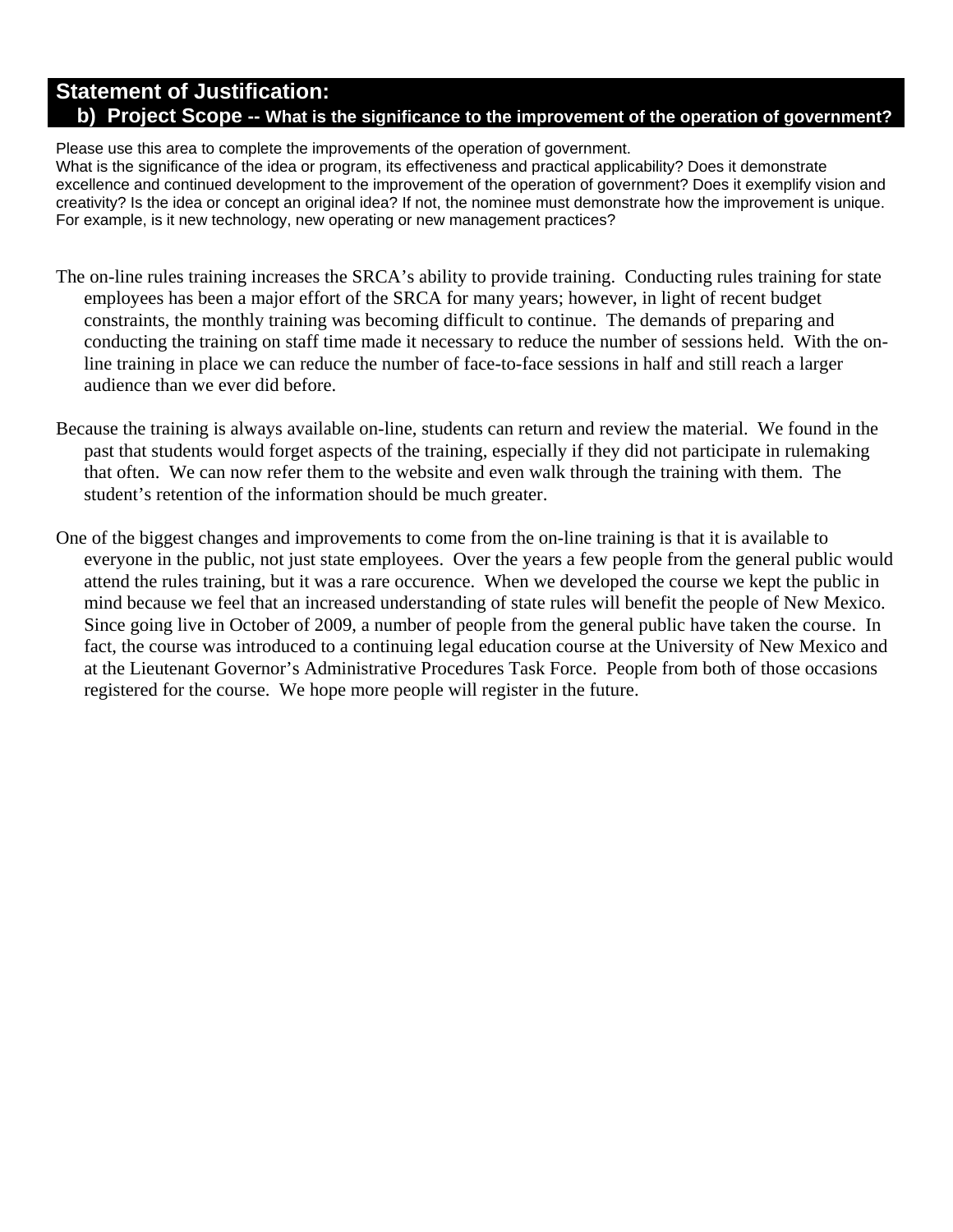## Statement of Justification:

### b) Project Scope -- What is the significance to the improvement of the operation of government?

Please use this area to complete the improvements of the operation of government.
What is the significance of the idea or program, its effectiveness and practical applicability? Does it demonstrate excellence and continued development to the improvement of the operation of government? Does it exemplify vision and creativity? Is the idea or concept an original idea? If not, the nominee must demonstrate how the improvement is unique. For example, is it new technology, new operating or new management practices?

The on-line rules training increases the SRCA's ability to provide training. Conducting rules training for state employees has been a major effort of the SRCA for many years; however, in light of recent budget constraints, the monthly training was becoming difficult to continue. The demands of preparing and conducting the training on staff time made it necessary to reduce the number of sessions held. With the on-line training in place we can reduce the number of face-to-face sessions in half and still reach a larger audience than we ever did before.

Because the training is always available on-line, students can return and review the material. We found in the past that students would forget aspects of the training, especially if they did not participate in rulemaking that often. We can now refer them to the website and even walk through the training with them. The student's retention of the information should be much greater.

One of the biggest changes and improvements to come from the on-line training is that it is available to everyone in the public, not just state employees. Over the years a few people from the general public would attend the rules training, but it was a rare occurence. When we developed the course we kept the public in mind because we feel that an increased understanding of state rules will benefit the people of New Mexico. Since going live in October of 2009, a number of people from the general public have taken the course. In fact, the course was introduced to a continuing legal education course at the University of New Mexico and at the Lieutenant Governor's Administrative Procedures Task Force. People from both of those occasions registered for the course. We hope more people will register in the future.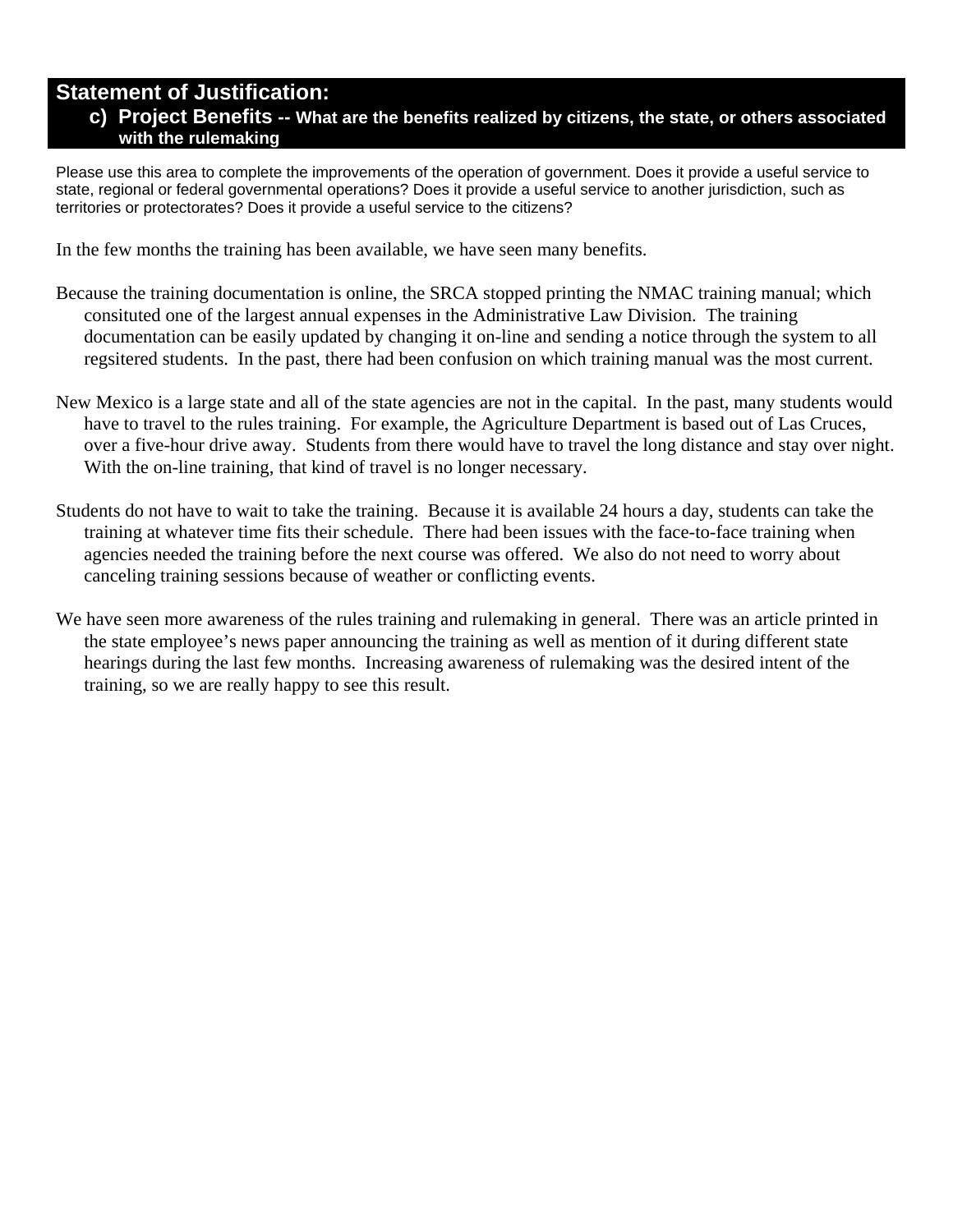## Statement of Justification:

### c) Project Benefits -- What are the benefits realized by citizens, the state, or others associated with the rulemaking

Please use this area to complete the improvements of the operation of government. Does it provide a useful service to state, regional or federal governmental operations? Does it provide a useful service to another jurisdiction, such as territories or protectorates? Does it provide a useful service to the citizens?

In the few months the training has been available, we have seen many benefits.

Because the training documentation is online, the SRCA stopped printing the NMAC training manual; which consituted one of the largest annual expenses in the Administrative Law Division. The training documentation can be easily updated by changing it on-line and sending a notice through the system to all regsitered students. In the past, there had been confusion on which training manual was the most current.

New Mexico is a large state and all of the state agencies are not in the capital. In the past, many students would have to travel to the rules training. For example, the Agriculture Department is based out of Las Cruces, over a five-hour drive away. Students from there would have to travel the long distance and stay over night. With the on-line training, that kind of travel is no longer necessary.

Students do not have to wait to take the training. Because it is available 24 hours a day, students can take the training at whatever time fits their schedule. There had been issues with the face-to-face training when agencies needed the training before the next course was offered. We also do not need to worry about canceling training sessions because of weather or conflicting events.

We have seen more awareness of the rules training and rulemaking in general. There was an article printed in the state employee's news paper announcing the training as well as mention of it during different state hearings during the last few months. Increasing awareness of rulemaking was the desired intent of the training, so we are really happy to see this result.